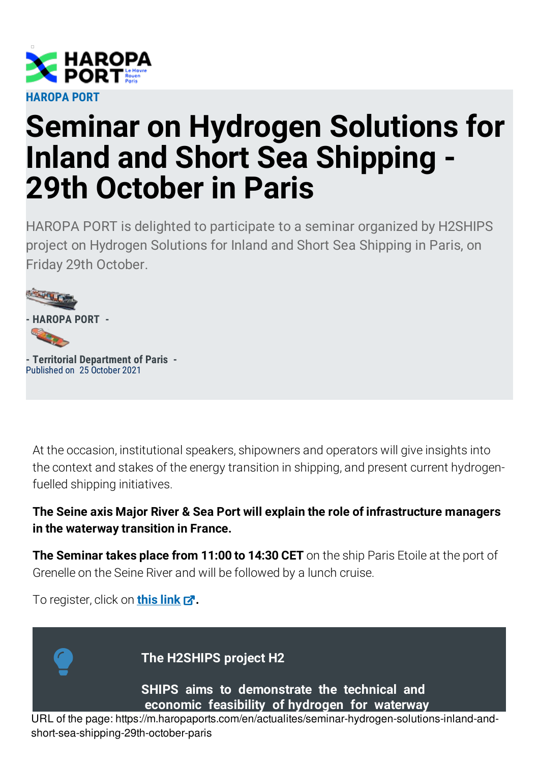HAROPA PORT

# Seminar on Hydrogen Solutions for Inland and Short Sea Shipping - 29th October in Paris

HAROPA PORT is delighted to participate to a seminar organized by H2SHIPS project on Hydrogen Solutions for Inland and Short Sea Shipping in Paris, on Friday 29th October.

- HAROPA PORT -

- Territorial Department of Paris -

Published on 25 October 2021

At the occasion, institutional speakers, shipowners and operators will give insights into the context and stakes of the energy transition in shipping, and present current hydrogen-fuelled shipping initiatives.

**The Seine axis Major River & Sea Port will explain the role of infrastructure managers in the waterway transition in France.**

**The Seminar takes place from 11:00 to 14:30 CET** on the ship Paris Etoile at the port of Grenelle on the Seine River and will be followed by a lunch cruise.

To register, click on **this link**.

**The H2SHIPS project H2**

**SHIPS aims to demonstrate the technical and economic feasibility of hydrogen for waterway**

URL of the page: https://m.haropaports.com/en/actualites/seminar-hydrogen-solutions-inland-and-short-sea-shipping-29th-october-paris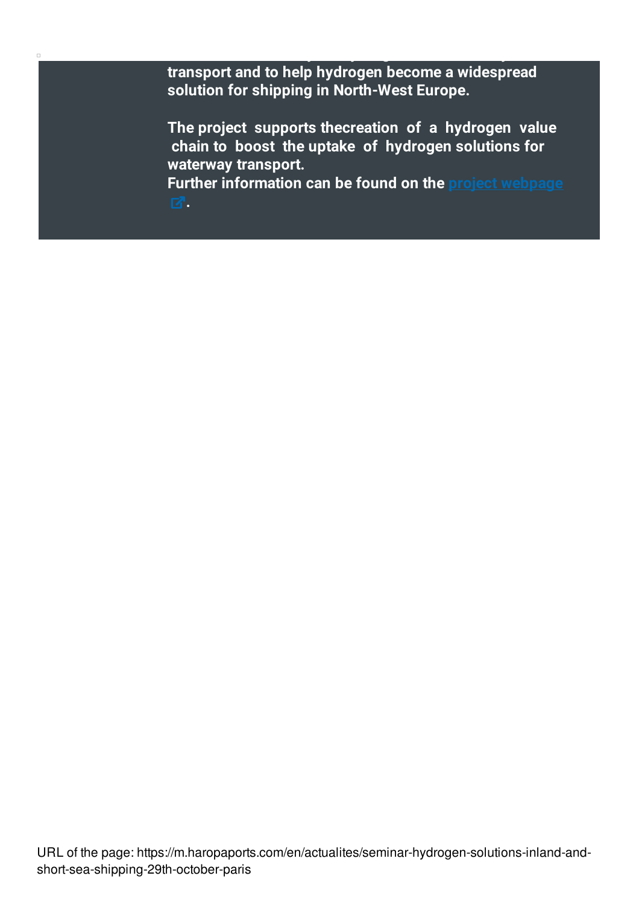transport and to help hydrogen become a widespread solution for shipping in North-West Europe.

The project supports thecreation of a hydrogen value chain to boost the uptake of hydrogen solutions for waterway transport.
Further information can be found on the project webpage.

URL of the page: https://m.haropaports.com/en/actualites/seminar-hydrogen-solutions-inland-and-short-sea-shipping-29th-october-paris